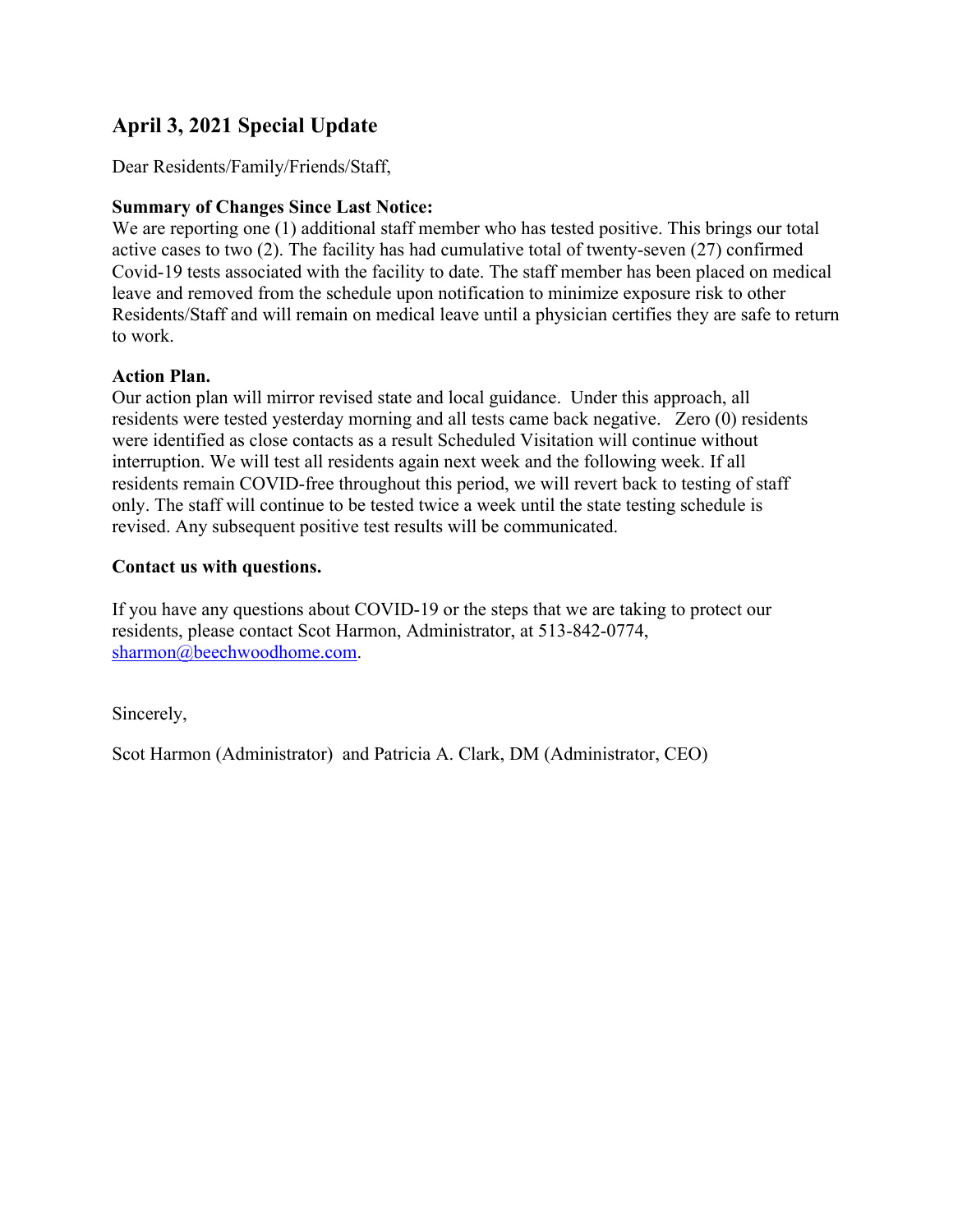## April 3, 2021 Special Update

Dear Residents/Family/Friends/Staff,

**Summary of Changes Since Last Notice:**
We are reporting one (1) additional staff member who has tested positive. This brings our total active cases to two (2). The facility has had cumulative total of twenty-seven (27) confirmed Covid-19 tests associated with the facility to date. The staff member has been placed on medical leave and removed from the schedule upon notification to minimize exposure risk to other Residents/Staff and will remain on medical leave until a physician certifies they are safe to return to work.

**Action Plan.**
Our action plan will mirror revised state and local guidance. Under this approach, all residents were tested yesterday morning and all tests came back negative. Zero (0) residents were identified as close contacts as a result Scheduled Visitation will continue without interruption. We will test all residents again next week and the following week. If all residents remain COVID-free throughout this period, we will revert back to testing of staff only. The staff will continue to be tested twice a week until the state testing schedule is revised. Any subsequent positive test results will be communicated.

**Contact us with questions.**

If you have any questions about COVID-19 or the steps that we are taking to protect our residents, please contact Scot Harmon, Administrator, at 513-842-0774, sharmon@beechwoodhome.com.

Sincerely,

Scot Harmon (Administrator) and Patricia A. Clark, DM (Administrator, CEO)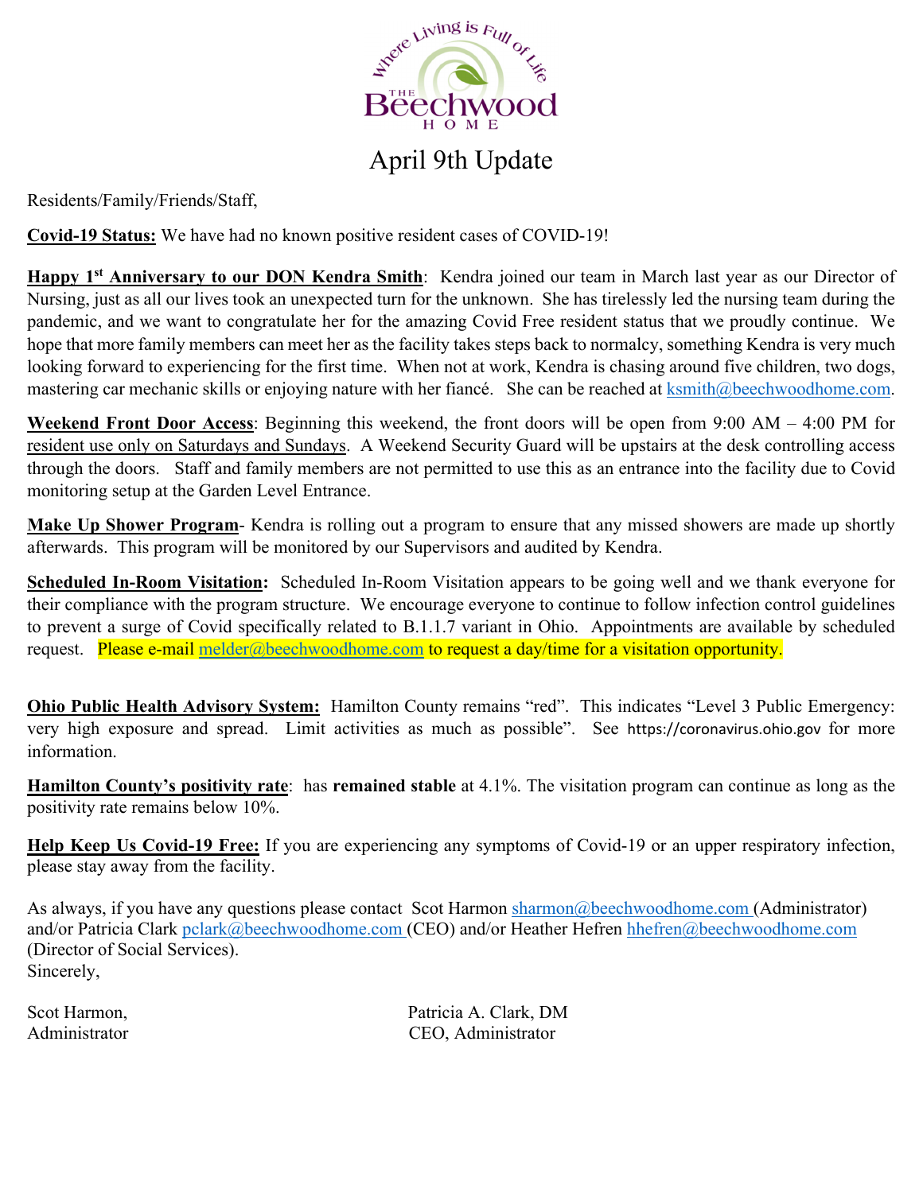# April 9th Update

Residents/Family/Friends/Staff,

**Covid-19 Status:** We have had no known positive resident cases of COVID-19!

**Happy 1st Anniversary to our DON Kendra Smith**: Kendra joined our team in March last year as our Director of Nursing, just as all our lives took an unexpected turn for the unknown. She has tirelessly led the nursing team during the pandemic, and we want to congratulate her for the amazing Covid Free resident status that we proudly continue. We hope that more family members can meet her as the facility takes steps back to normalcy, something Kendra is very much looking forward to experiencing for the first time. When not at work, Kendra is chasing around five children, two dogs, mastering car mechanic skills or enjoying nature with her fiancé. She can be reached at ksmith@beechwoodhome.com.

**Weekend Front Door Access**: Beginning this weekend, the front doors will be open from 9:00 AM – 4:00 PM for resident use only on Saturdays and Sundays. A Weekend Security Guard will be upstairs at the desk controlling access through the doors. Staff and family members are not permitted to use this as an entrance into the facility due to Covid monitoring setup at the Garden Level Entrance.

**Make Up Shower Program**- Kendra is rolling out a program to ensure that any missed showers are made up shortly afterwards. This program will be monitored by our Supervisors and audited by Kendra.

**Scheduled In-Room Visitation:** Scheduled In-Room Visitation appears to be going well and we thank everyone for their compliance with the program structure. We encourage everyone to continue to follow infection control guidelines to prevent a surge of Covid specifically related to B.1.1.7 variant in Ohio. Appointments are available by scheduled request. Please e-mail melder@beechwoodhome.com to request a day/time for a visitation opportunity.

**Ohio Public Health Advisory System:** Hamilton County remains "red". This indicates "Level 3 Public Emergency: very high exposure and spread. Limit activities as much as possible". See https://coronavirus.ohio.gov for more information.

**Hamilton County's positivity rate**: has **remained stable** at 4.1%. The visitation program can continue as long as the positivity rate remains below 10%.

**Help Keep Us Covid-19 Free:** If you are experiencing any symptoms of Covid-19 or an upper respiratory infection, please stay away from the facility.

As always, if you have any questions please contact Scot Harmon sharmon@beechwoodhome.com (Administrator) and/or Patricia Clark pclark@beechwoodhome.com (CEO) and/or Heather Hefren hhefren@beechwoodhome.com (Director of Social Services).

Sincerely,

Scot Harmon,
Administrator

Patricia A. Clark, DM
CEO, Administrator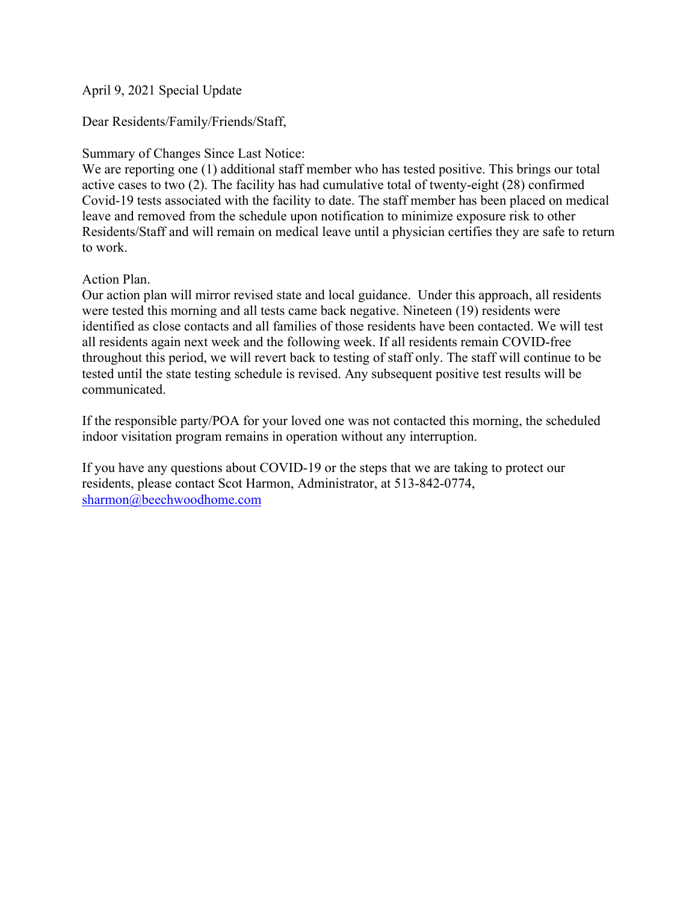April 9, 2021 Special Update

Dear Residents/Family/Friends/Staff,

Summary of Changes Since Last Notice:
We are reporting one (1) additional staff member who has tested positive. This brings our total active cases to two (2). The facility has had cumulative total of twenty-eight (28) confirmed Covid-19 tests associated with the facility to date. The staff member has been placed on medical leave and removed from the schedule upon notification to minimize exposure risk to other Residents/Staff and will remain on medical leave until a physician certifies they are safe to return to work.

Action Plan.
Our action plan will mirror revised state and local guidance. Under this approach, all residents were tested this morning and all tests came back negative. Nineteen (19) residents were identified as close contacts and all families of those residents have been contacted. We will test all residents again next week and the following week. If all residents remain COVID-free throughout this period, we will revert back to testing of staff only. The staff will continue to be tested until the state testing schedule is revised. Any subsequent positive test results will be communicated.

If the responsible party/POA for your loved one was not contacted this morning, the scheduled indoor visitation program remains in operation without any interruption.

If you have any questions about COVID-19 or the steps that we are taking to protect our residents, please contact Scot Harmon, Administrator, at 513-842-0774, [sharmon@beechwoodhome.com](mailto:sharmon@beechwoodhome.com)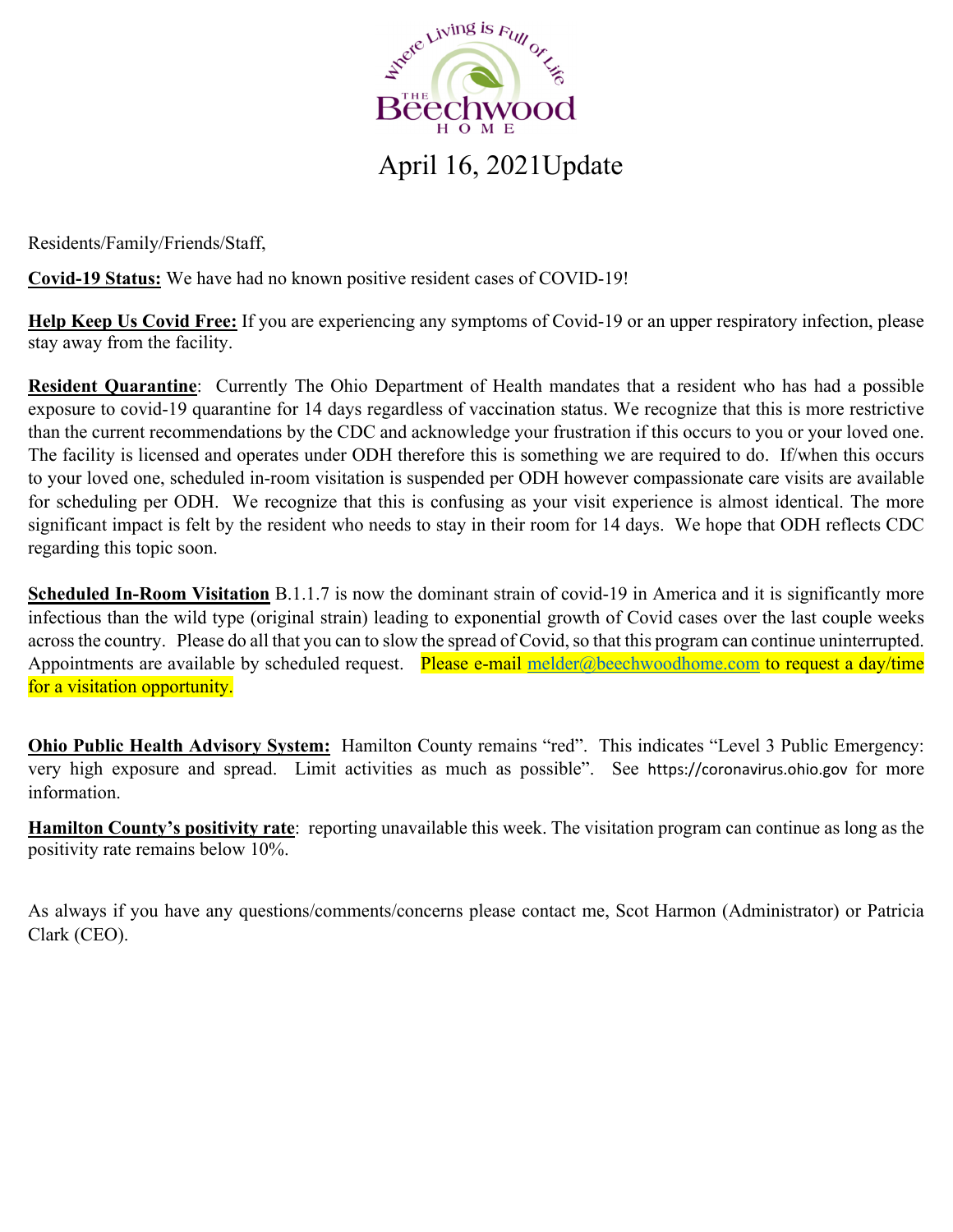Where Living is Full of Life

THE Beechwood HOME

# April 16, 2021Update

Residents/Family/Friends/Staff,

**Covid-19 Status:** We have had no known positive resident cases of COVID-19!

**Help Keep Us Covid Free:** If you are experiencing any symptoms of Covid-19 or an upper respiratory infection, please stay away from the facility.

**Resident Quarantine**: Currently The Ohio Department of Health mandates that a resident who has had a possible exposure to covid-19 quarantine for 14 days regardless of vaccination status. We recognize that this is more restrictive than the current recommendations by the CDC and acknowledge your frustration if this occurs to you or your loved one. The facility is licensed and operates under ODH therefore this is something we are required to do. If/when this occurs to your loved one, scheduled in-room visitation is suspended per ODH however compassionate care visits are available for scheduling per ODH. We recognize that this is confusing as your visit experience is almost identical. The more significant impact is felt by the resident who needs to stay in their room for 14 days. We hope that ODH reflects CDC regarding this topic soon.

**Scheduled In-Room Visitation** B.1.1.7 is now the dominant strain of covid-19 in America and it is significantly more infectious than the wild type (original strain) leading to exponential growth of Covid cases over the last couple weeks across the country. Please do all that you can to slow the spread of Covid, so that this program can continue uninterrupted. Appointments are available by scheduled request. Please e-mail melder@beechwoodhome.com to request a day/time for a visitation opportunity.

**Ohio Public Health Advisory System:** Hamilton County remains "red". This indicates "Level 3 Public Emergency: very high exposure and spread. Limit activities as much as possible". See https://coronavirus.ohio.gov for more information.

**Hamilton County's positivity rate**: reporting unavailable this week. The visitation program can continue as long as the positivity rate remains below 10%.

As always if you have any questions/comments/concerns please contact me, Scot Harmon (Administrator) or Patricia Clark (CEO).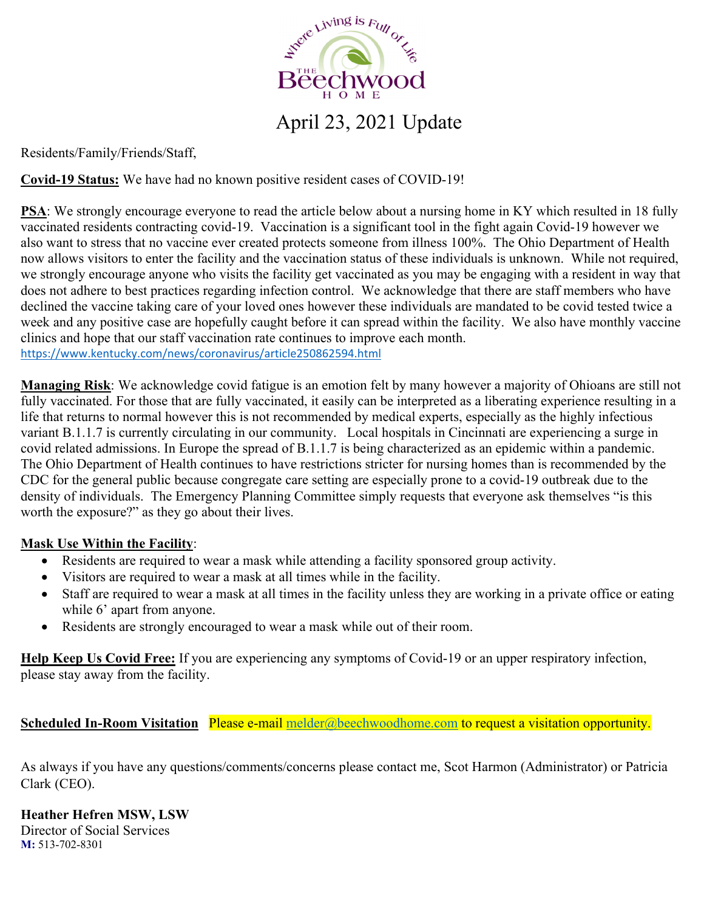Where Living is Full of Life

THE Beechwood HOME

# April 23, 2021 Update

Residents/Family/Friends/Staff,

**Covid-19 Status:** We have had no known positive resident cases of COVID-19!

**PSA**: We strongly encourage everyone to read the article below about a nursing home in KY which resulted in 18 fully vaccinated residents contracting covid-19. Vaccination is a significant tool in the fight again Covid-19 however we also want to stress that no vaccine ever created protects someone from illness 100%. The Ohio Department of Health now allows visitors to enter the facility and the vaccination status of these individuals is unknown. While not required, we strongly encourage anyone who visits the facility get vaccinated as you may be engaging with a resident in way that does not adhere to best practices regarding infection control. We acknowledge that there are staff members who have declined the vaccine taking care of your loved ones however these individuals are mandated to be covid tested twice a week and any positive case are hopefully caught before it can spread within the facility. We also have monthly vaccine clinics and hope that our staff vaccination rate continues to improve each month.
https://www.kentucky.com/news/coronavirus/article250862594.html

**Managing Risk**: We acknowledge covid fatigue is an emotion felt by many however a majority of Ohioans are still not fully vaccinated. For those that are fully vaccinated, it easily can be interpreted as a liberating experience resulting in a life that returns to normal however this is not recommended by medical experts, especially as the highly infectious variant B.1.1.7 is currently circulating in our community. Local hospitals in Cincinnati are experiencing a surge in covid related admissions. In Europe the spread of B.1.1.7 is being characterized as an epidemic within a pandemic. The Ohio Department of Health continues to have restrictions stricter for nursing homes than is recommended by the CDC for the general public because congregate care setting are especially prone to a covid-19 outbreak due to the density of individuals. The Emergency Planning Committee simply requests that everyone ask themselves "is this worth the exposure?" as they go about their lives.

**Mask Use Within the Facility**:

- Residents are required to wear a mask while attending a facility sponsored group activity.
- Visitors are required to wear a mask at all times while in the facility.
- Staff are required to wear a mask at all times in the facility unless they are working in a private office or eating while 6' apart from anyone.
- Residents are strongly encouraged to wear a mask while out of their room.

**Help Keep Us Covid Free:** If you are experiencing any symptoms of Covid-19 or an upper respiratory infection, please stay away from the facility.

**Scheduled In-Room Visitation** Please e-mail melder@beechwoodhome.com to request a visitation opportunity.

As always if you have any questions/comments/concerns please contact me, Scot Harmon (Administrator) or Patricia Clark (CEO).

**Heather Hefren MSW, LSW**
Director of Social Services
**M:** 513-702-8301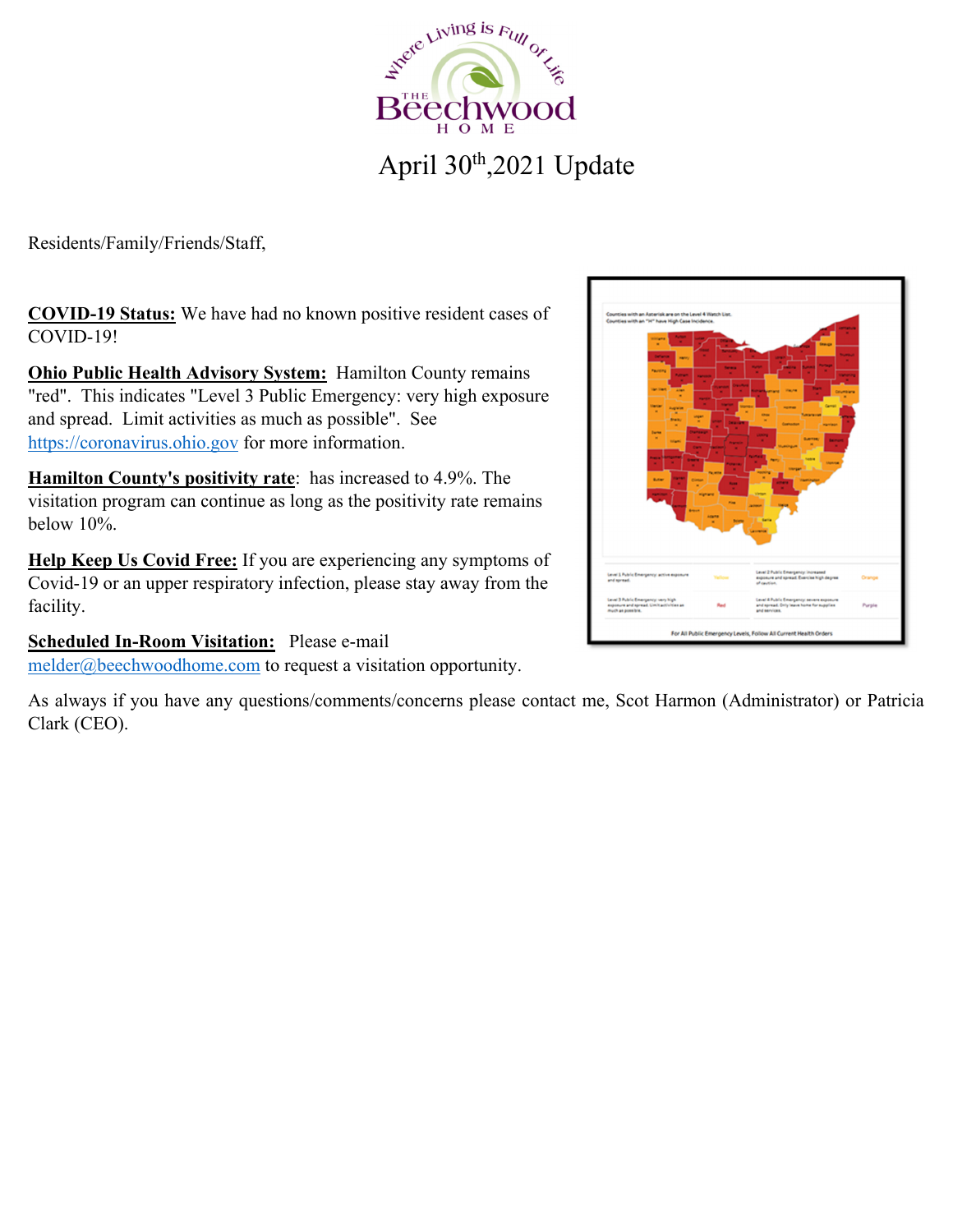The Beechwood Home — Where Living is Full of Life

# April 30th, 2021 Update

Residents/Family/Friends/Staff,

**COVID-19 Status:** We have had no known positive resident cases of COVID-19!

**Ohio Public Health Advisory System:** Hamilton County remains "red". This indicates "Level 3 Public Emergency: very high exposure and spread. Limit activities as much as possible". See https://coronavirus.ohio.gov for more information.

**Hamilton County's positivity rate**: has increased to 4.9%. The visitation program can continue as long as the positivity rate remains below 10%.

**Help Keep Us Covid Free:** If you are experiencing any symptoms of Covid-19 or an upper respiratory infection, please stay away from the facility.

**Scheduled In-Room Visitation:** Please e-mail melder@beechwoodhome.com to request a visitation opportunity.

As always if you have any questions/comments/concerns please contact me, Scot Harmon (Administrator) or Patricia Clark (CEO).